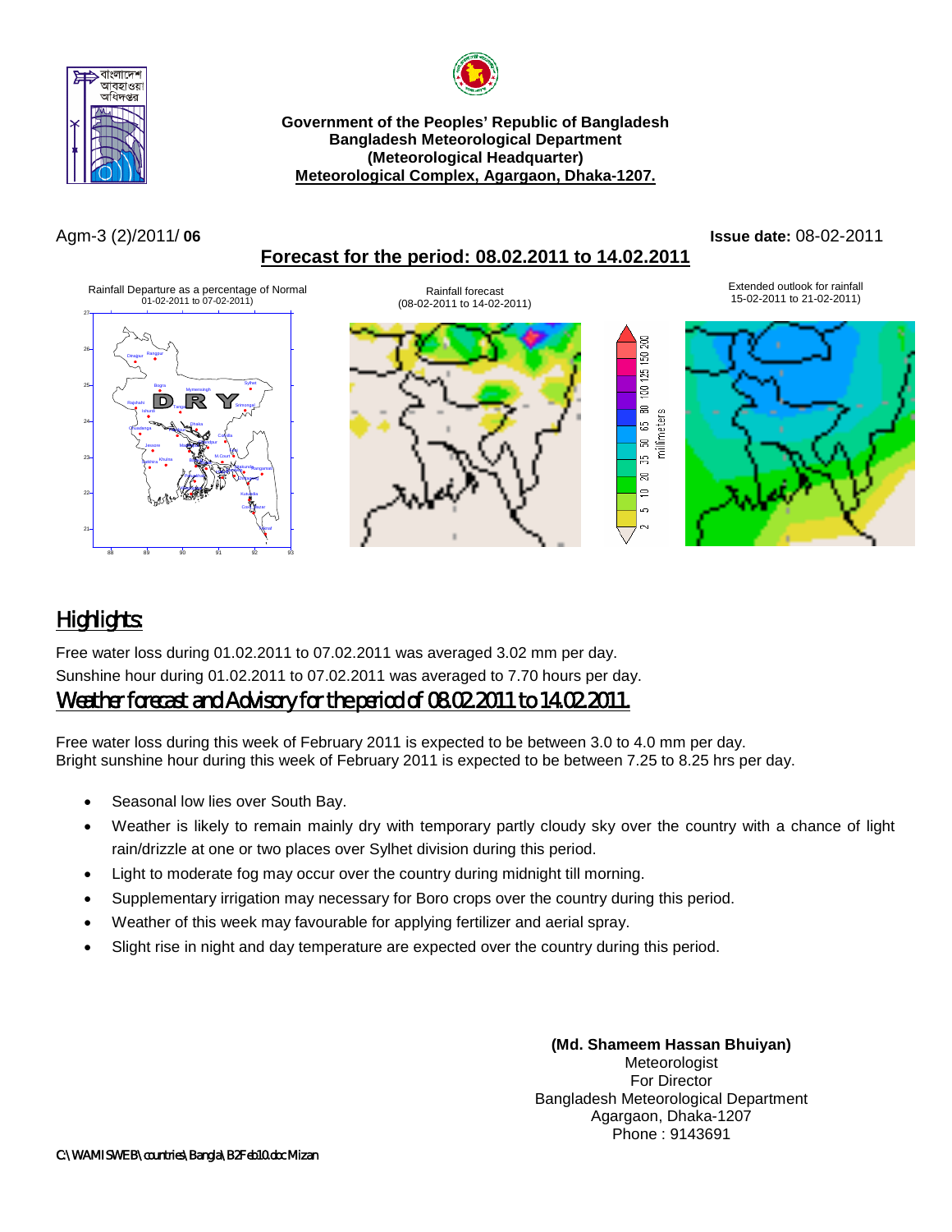**Government of the Peoples' Republic of Bangladesh**
**Bangladesh Meteorological Department**
**(Meteorological Headquarter)**
**Meteorological Complex, Agargaon, Dhaka-1207.**

Agm-3 (2)/2011/ **06** **Issue date:** 08-02-2011

## Forecast for the period: 08.02.2011 to 14.02.2011

Rainfall Departure as a percentage of Normal
01-02-2011 to 07-02-2011)

Rainfall forecast
(08-02-2011 to 14-02-2011)

Extended outlook for rainfall
15-02-2011 to 21-02-2011)

## Highlights:

Free water loss during 01.02.2011 to 07.02.2011 was averaged 3.02 mm per day.
Sunshine hour during 01.02.2011 to 07.02.2011 was averaged to 7.70 hours per day.

## Weather forecast and Advisory for the period of 08.02.2011 to 14.02.2011.

Free water loss during this week of February 2011 is expected to be between 3.0 to 4.0 mm per day.
Bright sunshine hour during this week of February 2011 is expected to be between 7.25 to 8.25 hrs per day.

- Seasonal low lies over South Bay.
- Weather is likely to remain mainly dry with temporary partly cloudy sky over the country with a chance of light rain/drizzle at one or two places over Sylhet division during this period.
- Light to moderate fog may occur over the country during midnight till morning.
- Supplementary irrigation may necessary for Boro crops over the country during this period.
- Weather of this week may favourable for applying fertilizer and aerial spray.
- Slight rise in night and day temperature are expected over the country during this period.

**(Md. Shameem Hassan Bhuiyan)**
Meteorologist
For Director
Bangladesh Meteorological Department
Agargaon, Dhaka-1207
Phone : 9143691

C:\WAMISWEB\countries\Bangla\B2Feb10.doc Mizan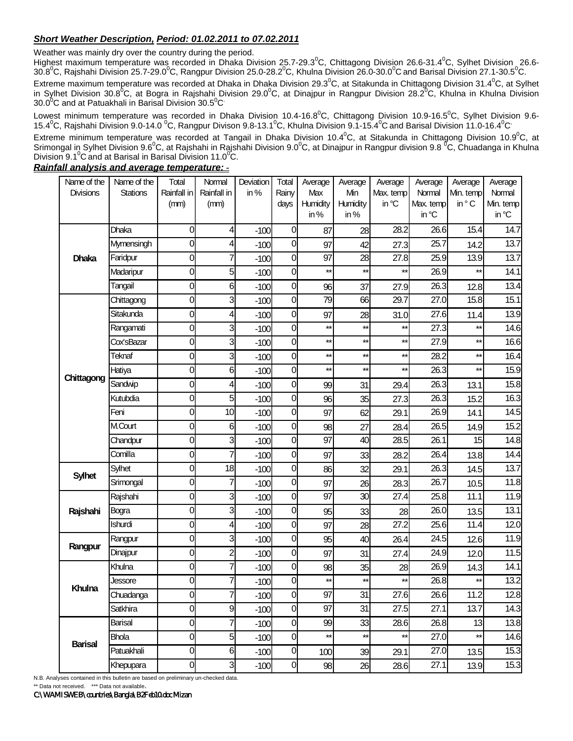***Short Weather Description, Period: 01.02.2011 to 07.02.2011***

Weather was mainly dry over the country during the period.

Highest maximum temperature was recorded in Dhaka Division 25.7-29.3$^0$C, Chittagong Division 26.6-31.4$^0$C, Sylhet Division 26.6-30.8$^0$C, Rajshahi Division 25.7-29.0$^0$C, Rangpur Division 25.0-28.2$^0$C, Khulna Division 26.0-30.0$^0$C and Barisal Division 27.1-30.5$^0$C.

Extreme maximum temperature was recorded at Dhaka in Dhaka Division 29.3$^0$C, at Sitakunda in Chittagong Division 31.4$^0$C, at Sylhet in Sylhet Division 30.8$^0$C, at Bogra in Rajshahi Division 29.0$^0$C, at Dinajpur in Rangpur Division 28.2$^0$C, Khulna in Khulna Division 30.0$^0$C and at Patuakhali in Barisal Division 30.5$^0$C.

Lowest minimum temperature was recorded in Dhaka Division 10.4-16.8$^0$C, Chittagong Division 10.9-16.5$^0$C, Sylhet Division 9.6-15.4$^0$C, Rajshahi Division 9.0-14.0 $^0$C, Rangpur Divison 9.8-13.1$^0$C, Khulna Division 9.1-15.4$^0$C and Barisal Division 11.0-16.4$^0$C.

Extreme minimum temperature was recorded at Tangail in Dhaka Division 10.4$^0$C, at Sitakunda in Chittagong Division 10.9$^0$C, at Srimongal in Sylhet Division 9.6$^0$C, at Rajshahi in Rajshahi Division 9.0$^0$C, at Dinajpur in Rangpur division 9.8 $^0$C, Chuadanga in Khulna Division 9.1$^0$C and at Barisal in Barisal Division 11.0$^0$C.

***Rainfall analysis and average temperature: -***

| Name of the Divisions | Name of the Stations | Total Rainfall in (mm) | Normal Rainfall in (mm) | Deviation in % | Total Rainy days | Average Max Humidity in % | Average Min Humidity in % | Average Max. temp in °C | Average Normal Max. temp in °C | Average Min. temp in ° C | Average Normal Min. temp in °C |
|---|---|---|---|---|---|---|---|---|---|---|---|
| **Dhaka** | Dhaka | 0 | 4 | -100 | 0 | 87 | 28 | 28.2 | 26.6 | 15.4 | 14.7 |
| | Mymensingh | 0 | 4 | -100 | 0 | 97 | 42 | 27.3 | 25.7 | 14.2 | 13.7 |
| | Faridpur | 0 | 7 | -100 | 0 | 97 | 28 | 27.8 | 25.9 | 13.9 | 13.7 |
| | Madaripur | 0 | 5 | -100 | 0 | ** | ** | ** | 26.9 | ** | 14.1 |
| | Tangail | 0 | 6 | -100 | 0 | 96 | 37 | 27.9 | 26.3 | 12.8 | 13.4 |
| **Chittagong** | Chittagong | 0 | 3 | -100 | 0 | 79 | 66 | 29.7 | 27.0 | 15.8 | 15.1 |
| | Sitakunda | 0 | 4 | -100 | 0 | 97 | 28 | 31.0 | 27.6 | 11.4 | 13.9 |
| | Rangamati | 0 | 3 | -100 | 0 | ** | ** | ** | 27.3 | ** | 14.6 |
| | Cox'sBazar | 0 | 3 | -100 | 0 | ** | ** | ** | 27.9 | ** | 16.6 |
| | Teknaf | 0 | 3 | -100 | 0 | ** | ** | ** | 28.2 | ** | 16.4 |
| | Hatiya | 0 | 6 | -100 | 0 | ** | ** | ** | 26.3 | ** | 15.9 |
| | Sandwip | 0 | 4 | -100 | 0 | 99 | 31 | 29.4 | 26.3 | 13.1 | 15.8 |
| | Kutubdia | 0 | 5 | -100 | 0 | 96 | 35 | 27.3 | 26.3 | 15.2 | 16.3 |
| | Feni | 0 | 10 | -100 | 0 | 97 | 62 | 29.1 | 26.9 | 14.1 | 14.5 |
| | M.Court | 0 | 6 | -100 | 0 | 98 | 27 | 28.4 | 26.5 | 14.9 | 15.2 |
| | Chandpur | 0 | 3 | -100 | 0 | 97 | 40 | 28.5 | 26.1 | 15 | 14.8 |
| | Comilla | 0 | 7 | -100 | 0 | 97 | 33 | 28.2 | 26.4 | 13.8 | 14.4 |
| **Sylhet** | Sylhet | 0 | 18 | -100 | 0 | 86 | 32 | 29.1 | 26.3 | 14.5 | 13.7 |
| | Srimongal | 0 | 7 | -100 | 0 | 97 | 26 | 28.3 | 26.7 | 10.5 | 11.8 |
| **Rajshahi** | Rajshahi | 0 | 3 | -100 | 0 | 97 | 30 | 27.4 | 25.8 | 11.1 | 11.9 |
| | Bogra | 0 | 3 | -100 | 0 | 95 | 33 | 28 | 26.0 | 13.5 | 13.1 |
| | Ishurdi | 0 | 4 | -100 | 0 | 97 | 28 | 27.2 | 25.6 | 11.4 | 12.0 |
| **Rangpur** | Rangpur | 0 | 3 | -100 | 0 | 95 | 40 | 26.4 | 24.5 | 12.6 | 11.9 |
| | Dinajpur | 0 | 2 | -100 | 0 | 97 | 31 | 27.4 | 24.9 | 12.0 | 11.5 |
| **Khulna** | Khulna | 0 | 7 | -100 | 0 | 98 | 35 | 28 | 26.9 | 14.3 | 14.1 |
| | Jessore | 0 | 7 | -100 | 0 | ** | ** | ** | 26.8 | ** | 13.2 |
| | Chuadanga | 0 | 7 | -100 | 0 | 97 | 31 | 27.6 | 26.6 | 11.2 | 12.8 |
| | Satkhira | 0 | 9 | -100 | 0 | 97 | 31 | 27.5 | 27.1 | 13.7 | 14.3 |
| **Barisal** | Barisal | 0 | 7 | -100 | 0 | 99 | 33 | 28.6 | 26.8 | 13 | 13.8 |
| | Bhola | 0 | 5 | -100 | 0 | ** | ** | ** | 27.0 | ** | 14.6 |
| | Patuakhali | 0 | 6 | -100 | 0 | 100 | 39 | 29.1 | 27.0 | 13.5 | 15.3 |
| | Khepupara | 0 | 3 | -100 | 0 | 98 | 26 | 28.6 | 27.1 | 13.9 | 15.3 |

N.B. Analyses contained in this bulletin are based on preliminary un-checked data.

** Data not received. *** Data not available.

C:\WAMISWEB\countries\Bangla\B2Feb10.doc Mizan